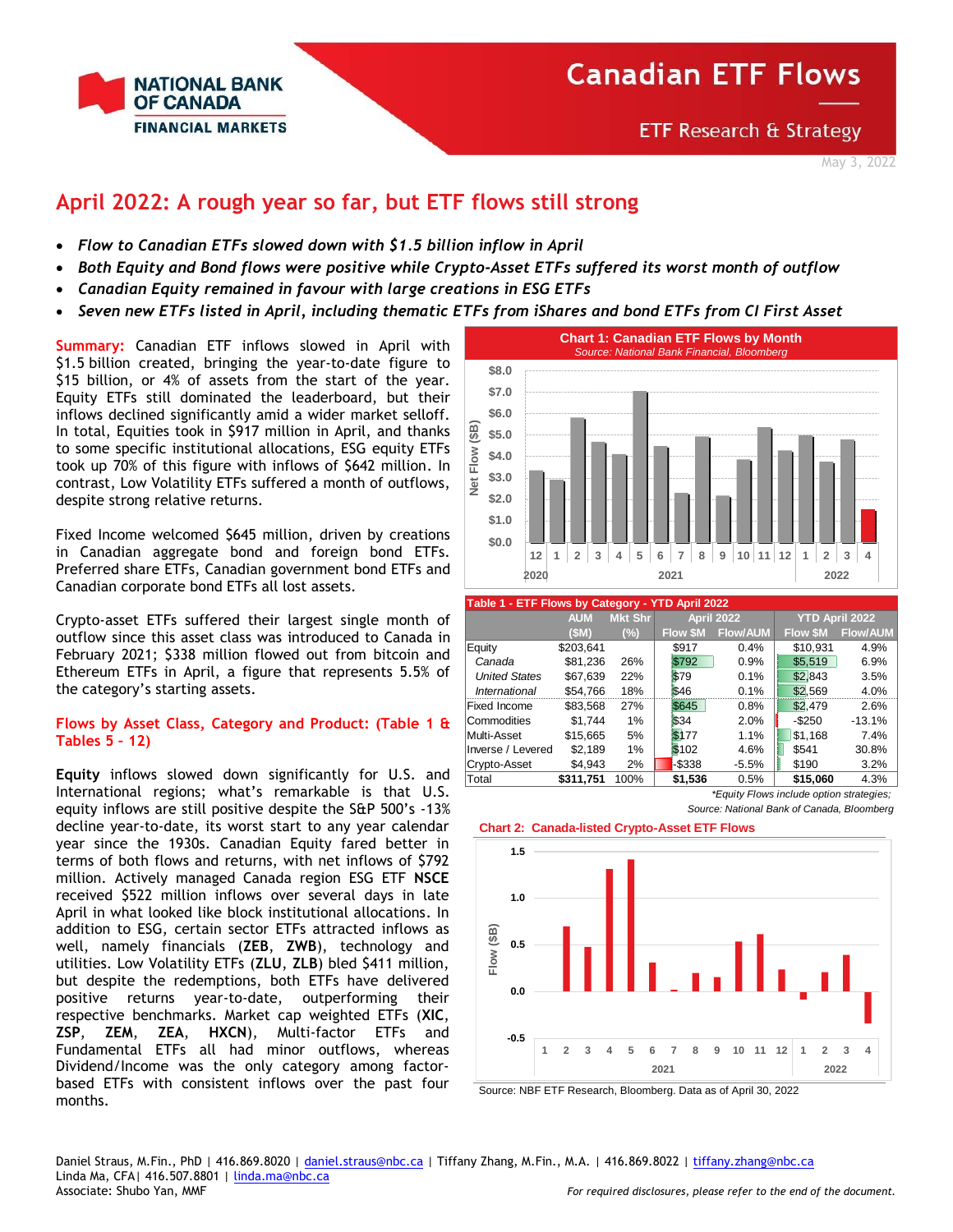# April 2022: A rough year so far, but ETF flows still strong

- *Flow to Canadian ETFs slowed down with $1.5 billion inflow in April*
- *Both Equity and Bond flows were positive while Crypto-Asset ETFs suffered its worst month of outflow*
- *Canadian Equity remained in favour with large creations in ESG ETFs*
- *Seven new ETFs listed in April, including thematic ETFs from iShares and bond ETFs from CI First Asset*

**Summary:** Canadian ETF inflows slowed in April with $1.5 billion created, bringing the year-to-date figure to $15 billion, or 4% of assets from the start of the year. Equity ETFs still dominated the leaderboard, but their inflows declined significantly amid a wider market selloff. In total, Equities took in $917 million in April, and thanks to some specific institutional allocations, ESG equity ETFs took up 70% of this figure with inflows of $642 million. In contrast, Low Volatility ETFs suffered a month of outflows, despite strong relative returns.

Fixed Income welcomed $645 million, driven by creations in Canadian aggregate bond and foreign bond ETFs. Preferred share ETFs, Canadian government bond ETFs and Canadian corporate bond ETFs all lost assets.

Crypto-asset ETFs suffered their largest single month of outflow since this asset class was introduced to Canada in February 2021; $338 million flowed out from bitcoin and Ethereum ETFs in April, a figure that represents 5.5% of the category's starting assets.

## Flows by Asset Class, Category and Product: (Table 1 & Tables 5 – 12)

**Equity** inflows slowed down significantly for U.S. and International regions; what's remarkable is that U.S. equity inflows are still positive despite the S&P 500's -13% decline year-to-date, its worst start to any year calendar year since the 1930s. Canadian Equity fared better in terms of both flows and returns, with net inflows of $792 million. Actively managed Canada region ESG ETF **NSCE** received $522 million inflows over several days in late April in what looked like block institutional allocations. In addition to ESG, certain sector ETFs attracted inflows as well, namely financials (**ZEB**, **ZWB**), technology and utilities. Low Volatility ETFs (**ZLU**, **ZLB**) bled $411 million, but despite the redemptions, both ETFs have delivered positive returns year-to-date, outperforming their respective benchmarks. Market cap weighted ETFs (**XIC**, **ZSP**, **ZEM**, **ZEA**, **HXCN**), Multi-factor ETFs and Fundamental ETFs all had minor outflows, whereas Dividend/Income was the only category among factor-based ETFs with consistent inflows over the past four months.

**Chart 1: Canadian ETF Flows by Month**
*Source: National Bank Financial, Bloomberg*

**Table 1 - ETF Flows by Category - YTD April 2022**

| | AUM ($M) | Mkt Shr (%) | April 2022 Flow $M | April 2022 Flow/AUM | YTD April 2022 Flow $M | YTD April 2022 Flow/AUM |
|---|---|---|---|---|---|---|
| Equity | $203,641 | | $917 | 0.4% | $10,931 | 4.9% |
| *Canada* | $81,236 | 26% | $792 | 0.9% | $5,519 | 6.9% |
| *United States* | $67,639 | 22% | $79 | 0.1% | $2,843 | 3.5% |
| *International* | $54,766 | 18% | $46 | 0.1% | $2,569 | 4.0% |
| Fixed Income | $83,568 | 27% | $645 | 0.8% | $2,479 | 2.6% |
| Commodities | $1,744 | 1% | $34 | 2.0% | -$250 | -13.1% |
| Multi-Asset | $15,665 | 5% | $177 | 1.1% | $1,168 | 7.4% |
| Inverse / Levered | $2,189 | 1% | $102 | 4.6% | $541 | 30.8% |
| Crypto-Asset | $4,943 | 2% | -$338 | -5.5% | $190 | 3.2% |
| Total | **$311,751** | 100% | **$1,536** | 0.5% | **$15,060** | 4.3% |

*\*Equity Flows include option strategies;*
*Source: National Bank of Canada, Bloomberg*

**Chart 2: Canada-listed Crypto-Asset ETF Flows**

Source: NBF ETF Research, Bloomberg. Data as of April 30, 2022

Daniel Straus, M.Fin., PhD | 416.869.8020 | daniel.straus@nbc.ca | Tiffany Zhang, M.Fin., M.A. | 416.869.8022 | tiffany.zhang@nbc.ca
Linda Ma, CFA| 416.507.8801 | linda.ma@nbc.ca
Associate: Shubo Yan, MMF

*For required disclosures, please refer to the end of the document.*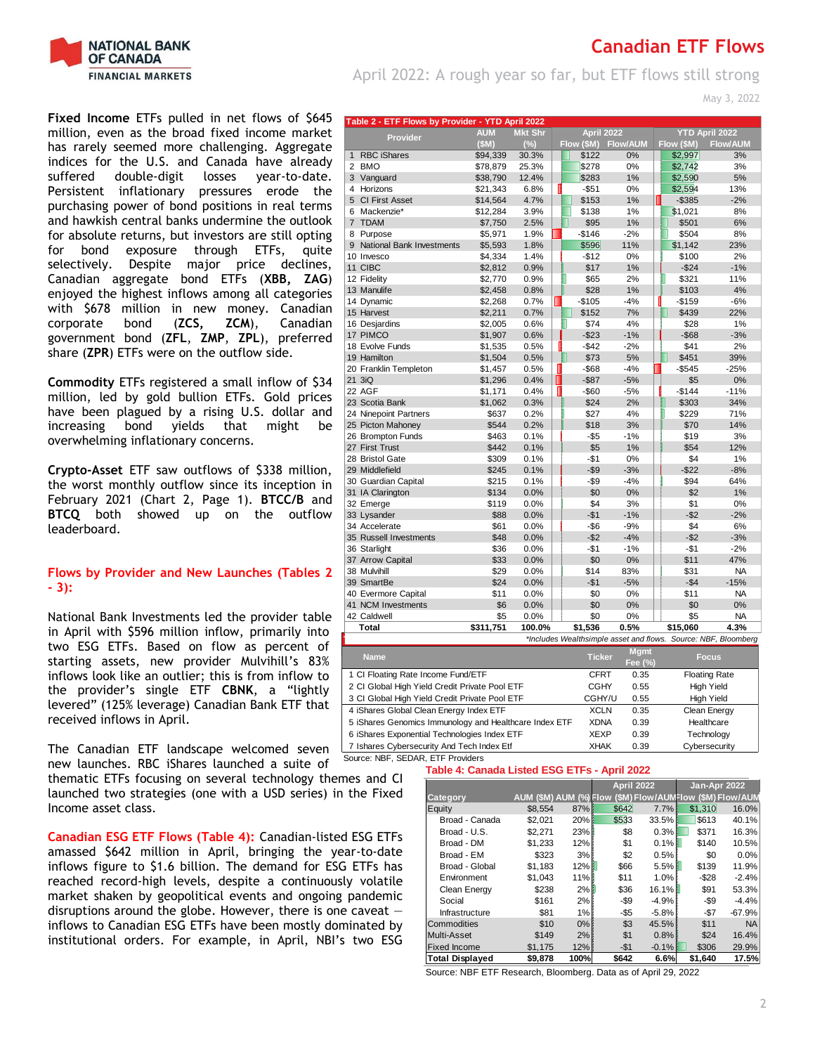Fixed Income ETFs pulled in net flows of $645 million, even as the broad fixed income market has rarely seemed more challenging. Aggregate indices for the U.S. and Canada have already suffered double-digit losses year-to-date. Persistent inflationary pressures erode the purchasing power of bond positions in real terms and hawkish central banks undermine the outlook for absolute returns, but investors are still opting for bond exposure through ETFs, quite selectively. Despite major price declines, Canadian aggregate bond ETFs (**XBB, ZAG**) enjoyed the highest inflows among all categories with $678 million in new money. Canadian corporate bond (**ZCS, ZCM**), Canadian government bond (**ZFL, ZMP, ZPL**), preferred share (**ZPR**) ETFs were on the outflow side.

**Commodity** ETFs registered a small inflow of $34 million, led by gold bullion ETFs. Gold prices have been plagued by a rising U.S. dollar and increasing bond yields that might be overwhelming inflationary concerns.

**Crypto-Asset** ETF saw outflows of $338 million, the worst monthly outflow since its inception in February 2021 (Chart 2, Page 1). **BTCC/B** and **BTCQ** both showed up on the outflow leaderboard.

## Flows by Provider and New Launches (Tables 2 - 3):

National Bank Investments led the provider table in April with $596 million inflow, primarily into two ESG ETFs. Based on flow as percent of starting assets, new provider Mulvihill's 83% inflows look like an outlier; this is from inflow to the provider's single ETF **CBNK**, a "lightly levered" (125% leverage) Canadian Bank ETF that received inflows in April.

The Canadian ETF landscape welcomed seven new launches. RBC iShares launched a suite of thematic ETFs focusing on several technology themes and CI launched two strategies (one with a USD series) in the Fixed Income asset class.

**Canadian ESG ETF Flows (Table 4):** Canadian-listed ESG ETFs amassed $642 million in April, bringing the year-to-date inflows figure to $1.6 billion. The demand for ESG ETFs has reached record-high levels, despite a continuously volatile market shaken by geopolitical events and ongoing pandemic disruptions around the globe. However, there is one caveat — inflows to Canadian ESG ETFs have been mostly dominated by institutional orders. For example, in April, NBI's two ESG

**Table 2 - ETF Flows by Provider - YTD April 2022**

| Provider | AUM ($M) | Mkt Shr (%) | April 2022 Flow ($M) | April 2022 Flow/AUM | YTD April 2022 Flow ($M) | YTD April 2022 Flow/AUM |
|---|---|---|---|---|---|---|
| 1 RBC iShares | $94,339 | 30.3% | $122 | 0% | $2,997 | 3% |
| 2 BMO | $78,879 | 25.3% | $278 | 0% | $2,742 | 3% |
| 3 Vanguard | $38,790 | 12.4% | $283 | 1% | $2,590 | 5% |
| 4 Horizons | $21,343 | 6.8% | -$51 | 0% | $2,594 | 13% |
| 5 CI First Asset | $14,564 | 4.7% | $153 | 1% | -$385 | -2% |
| 6 Mackenzie* | $12,284 | 3.9% | $138 | 1% | $1,021 | 8% |
| 7 TDAM | $7,750 | 2.5% | $95 | 1% | $501 | 6% |
| 8 Purpose | $5,971 | 1.9% | -$146 | -2% | $504 | 8% |
| 9 National Bank Investments | $5,593 | 1.8% | $596 | 11% | $1,142 | 23% |
| 10 Invesco | $4,334 | 1.4% | -$12 | 0% | $100 | 2% |
| 11 CIBC | $2,812 | 0.9% | $17 | 1% | -$24 | -1% |
| 12 Fidelity | $2,770 | 0.9% | $65 | 2% | $321 | 11% |
| 13 Manulife | $2,458 | 0.8% | $28 | 1% | $103 | 4% |
| 14 Dynamic | $2,268 | 0.7% | -$105 | -4% | -$159 | -6% |
| 15 Harvest | $2,211 | 0.7% | $152 | 7% | $439 | 22% |
| 16 Desjardins | $2,005 | 0.6% | $74 | 4% | $28 | 1% |
| 17 PIMCO | $1,907 | 0.6% | -$23 | -1% | -$68 | -3% |
| 18 Evolve Funds | $1,535 | 0.5% | -$42 | -2% | $41 | 2% |
| 19 Hamilton | $1,504 | 0.5% | $73 | 5% | $451 | 39% |
| 20 Franklin Templeton | $1,457 | 0.5% | -$68 | -4% | -$545 | -25% |
| 21 3iQ | $1,296 | 0.4% | -$87 | -5% | $5 | 0% |
| 22 AGF | $1,171 | 0.4% | -$60 | -5% | -$144 | -11% |
| 23 Scotia Bank | $1,062 | 0.3% | $24 | 2% | $303 | 34% |
| 24 Ninepoint Partners | $637 | 0.2% | $27 | 4% | $229 | 71% |
| 25 Picton Mahoney | $544 | 0.2% | $18 | 3% | $70 | 14% |
| 26 Brompton Funds | $463 | 0.1% | -$5 | -1% | $19 | 3% |
| 27 First Trust | $442 | 0.1% | $5 | 1% | $54 | 12% |
| 28 Bristol Gate | $309 | 0.1% | -$1 | 0% | $4 | 1% |
| 29 Middlefield | $245 | 0.1% | -$9 | -3% | -$22 | -8% |
| 30 Guardian Capital | $215 | 0.1% | -$9 | -4% | $94 | 64% |
| 31 IA Clarington | $134 | 0.0% | $0 | 0% | $2 | 1% |
| 32 Emerge | $119 | 0.0% | $4 | 3% | $1 | 0% |
| 33 Lysander | $88 | 0.0% | -$1 | -1% | -$2 | -2% |
| 34 Accelerate | $61 | 0.0% | -$6 | -9% | $4 | 6% |
| 35 Russell Investments | $48 | 0.0% | -$2 | -4% | -$2 | -3% |
| 36 Starlight | $36 | 0.0% | -$1 | -1% | -$1 | -2% |
| 37 Arrow Capital | $33 | 0.0% | $0 | 0% | $11 | 47% |
| 38 Mulvihill | $29 | 0.0% | $14 | 83% | $31 | NA |
| 39 SmartBe | $24 | 0.0% | -$1 | -5% | -$4 | -15% |
| 40 Evermore Capital | $11 | 0.0% | $0 | 0% | $11 | NA |
| 41 NCM Investments | $6 | 0.0% | $0 | 0% | $0 | 0% |
| 42 Caldwell | $5 | 0.0% | $0 | 0% | $5 | NA |
| **Total** | **$311,751** | **100.0%** | **$1,536** | **0.5%** | **$15,060** | **4.3%** |

*Includes Wealthsimple asset and flows. Source: NBF, Bloomberg

| Name | Ticker | Mgmt Fee (%) | Focus |
|---|---|---|---|
| 1 CI Floating Rate Income Fund/ETF | CFRT | 0.35 | Floating Rate |
| 2 CI Global High Yield Credit Private Pool ETF | CGHY | 0.55 | High Yield |
| 3 CI Global High Yield Credit Private Pool ETF | CGHY/U | 0.55 | High Yield |
| 4 iShares Global Clean Energy Index ETF | XCLN | 0.35 | Clean Energy |
| 5 iShares Genomics Immunology and Healthcare Index ETF | XDNA | 0.39 | Healthcare |
| 6 iShares Exponential Technologies Index ETF | XEXP | 0.39 | Technology |
| 7 Ishares Cybersecurity And Tech Index Etf | XHAK | 0.39 | Cybersecurity |

Source: NBF, SEDAR, ETF Providers

**Table 4: Canada Listed ESG ETFs - April 2022**

| Category | AUM ($M) | AUM (%) | April 2022 Flow ($M) | April 2022 Flow/AUM | Jan-Apr 2022 Flow ($M) | Jan-Apr 2022 Flow/AUM |
|---|---|---|---|---|---|---|
| Equity | $8,554 | 87% | $642 | 7.7% | $1,310 | 16.0% |
| Broad - Canada | $2,021 | 20% | $533 | 33.5% | $613 | 40.1% |
| Broad - U.S. | $2,271 | 23% | $8 | 0.3% | $371 | 16.3% |
| Broad - DM | $1,233 | 12% | $1 | 0.1% | $140 | 10.5% |
| Broad - EM | $323 | 3% | $2 | 0.5% | $0 | 0.0% |
| Broad - Global | $1,183 | 12% | $66 | 5.5% | $139 | 11.9% |
| Environment | $1,043 | 11% | $11 | 1.0% | -$28 | -2.4% |
| Clean Energy | $238 | 2% | $36 | 16.1% | $91 | 53.3% |
| Social | $161 | 2% | -$9 | -4.9% | -$9 | -4.4% |
| Infrastructure | $81 | 1% | -$5 | -5.8% | -$7 | -67.9% |
| Commodities | $10 | 0% | $3 | 45.5% | $11 | NA |
| Multi-Asset | $149 | 2% | $1 | 0.8% | $24 | 16.4% |
| Fixed Income | $1,175 | 12% | -$1 | -0.1% | $306 | 29.9% |
| **Total Displayed** | **$9,878** | **100%** | **$642** | **6.6%** | **$1,640** | **17.5%** |

Source: NBF ETF Research, Bloomberg. Data as of April 29, 2022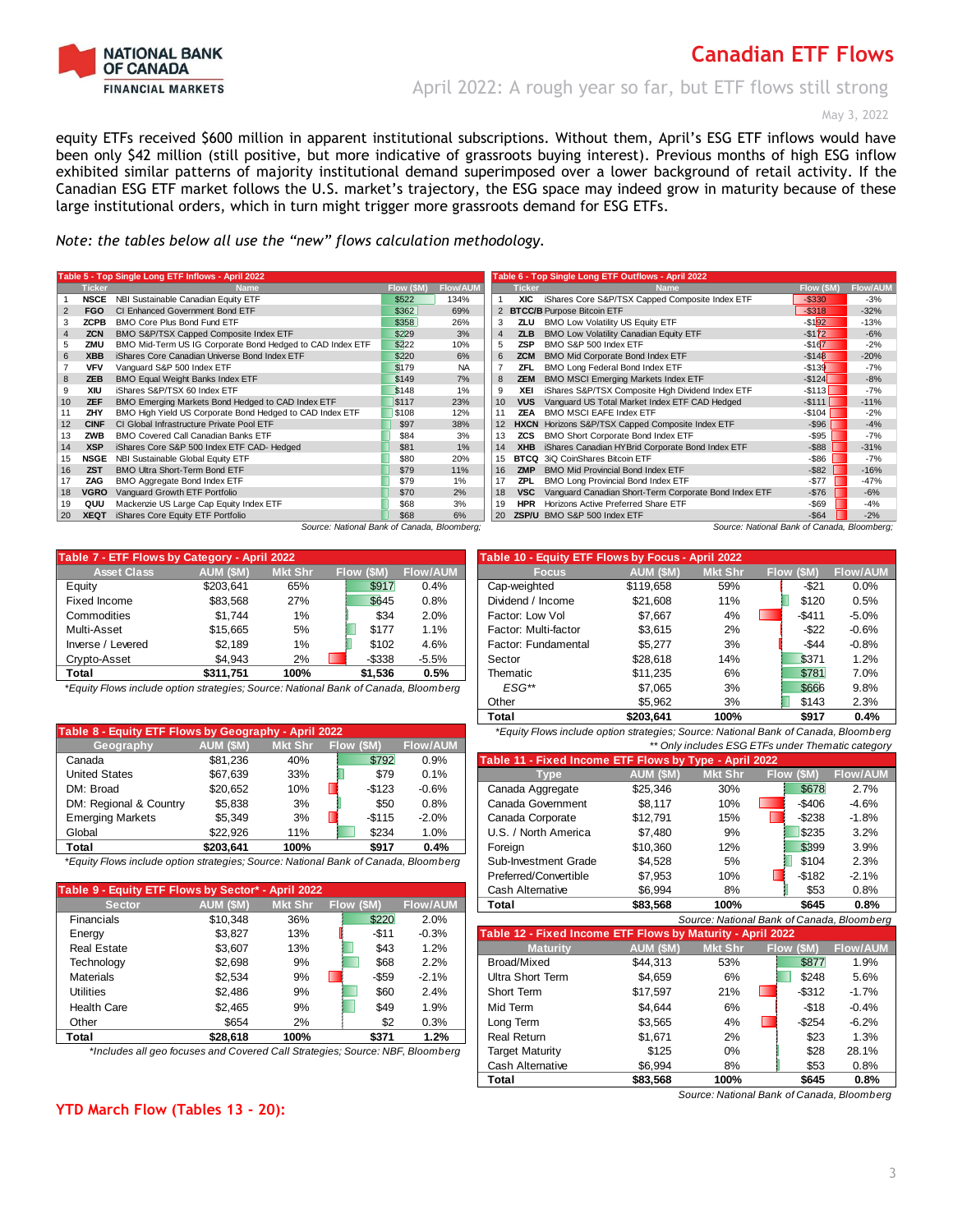equity ETFs received $600 million in apparent institutional subscriptions. Without them, April's ESG ETF inflows would have been only $42 million (still positive, but more indicative of grassroots buying interest). Previous months of high ESG inflow exhibited similar patterns of majority institutional demand superimposed over a lower background of retail activity. If the Canadian ESG ETF market follows the U.S. market's trajectory, the ESG space may indeed grow in maturity because of these large institutional orders, which in turn might trigger more grassroots demand for ESG ETFs.

*Note: the tables below all use the "new" flows calculation methodology.*

**Table 5 - Top Single Long ETF Inflows - April 2022**

| | Ticker | Name | Flow ($M) | Flow/AUM |
|---|---|---|---|---|
| 1 | NSCE | NBI Sustainable Canadian Equity ETF | $522 | 134% |
| 2 | FGO | CI Enhanced Government Bond ETF | $362 | 69% |
| 3 | ZCPB | BMO Core Plus Bond Fund ETF | $358 | 26% |
| 4 | ZCN | BMO S&P/TSX Capped Composite Index ETF | $229 | 3% |
| 5 | ZMU | BMO Mid-Term US IG Corporate Bond Hedged to CAD Index ETF | $222 | 10% |
| 6 | XBB | iShares Core Canadian Universe Bond Index ETF | $220 | 6% |
| 7 | VFV | Vanguard S&P 500 Index ETF | $179 | NA |
| 8 | ZEB | BMO Equal Weight Banks Index ETF | $149 | 7% |
| 9 | XIU | iShares S&P/TSX 60 Index ETF | $148 | 1% |
| 10 | ZEF | BMO Emerging Markets Bond Hedged to CAD Index ETF | $117 | 23% |
| 11 | ZHY | BMO High Yield US Corporate Bond Hedged to CAD Index ETF | $108 | 12% |
| 12 | CINF | CI Global Infrastructure Private Pool ETF | $97 | 38% |
| 13 | ZWB | BMO Covered Call Canadian Banks ETF | $84 | 3% |
| 14 | XSP | iShares Core S&P 500 Index ETF CAD- Hedged | $81 | 1% |
| 15 | NSGE | NBI Sustainable Global Equity ETF | $80 | 20% |
| 16 | ZST | BMO Ultra Short-Term Bond ETF | $79 | 11% |
| 17 | ZAG | BMO Aggregate Bond Index ETF | $79 | 1% |
| 18 | VGRO | Vanguard Growth ETF Portfolio | $70 | 2% |
| 19 | QUU | Mackenzie US Large Cap Equity Index ETF | $68 | 3% |
| 20 | XEQT | iShares Core Equity ETF Portfolio | $68 | 6% |

*Source: National Bank of Canada, Bloomberg;*

**Table 6 - Top Single Long ETF Outflows - April 2022**

| | Ticker | Name | Flow ($M) | Flow/AUM |
|---|---|---|---|---|
| 1 | XIC | iShares Core S&P/TSX Capped Composite Index ETF | -$330 | -3% |
| 2 | BTCC/B | Purpose Bitcoin ETF | -$318 | -32% |
| 3 | ZLU | BMO Low Volatility US Equity ETF | -$192 | -13% |
| 4 | ZLB | BMO Low Volatility Canadian Equity ETF | -$172 | -6% |
| 5 | ZSP | BMO S&P 500 Index ETF | -$167 | -2% |
| 6 | ZCM | BMO Mid Corporate Bond Index ETF | -$146 | -20% |
| 7 | ZFL | BMO Long Federal Bond Index ETF | -$139 | -7% |
| 8 | ZEM | BMO MSCI Emerging Markets Index ETF | -$124 | -8% |
| 9 | XEI | iShares S&P/TSX Composite High Dividend Index ETF | -$113 | -7% |
| 10 | VUS | Vanguard US Total Market Index ETF CAD Hedged | -$111 | -11% |
| 11 | ZEA | BMO MSCI EAFE Index ETF | -$104 | -2% |
| 12 | HXCN | Horizons S&P/TSX Capped Composite Index ETF | -$96 | -4% |
| 13 | ZCS | BMO Short Corporate Bond Index ETF | -$95 | -7% |
| 14 | XHB | iShares Canadian HYBrid Corporate Bond Index ETF | -$88 | -31% |
| 15 | BTCQ | 3iQ CoinShares Bitcoin ETF | -$86 | -7% |
| 16 | ZMP | BMO Mid Provincial Bond Index ETF | -$82 | -16% |
| 17 | ZPL | BMO Long Provincial Bond Index ETF | -$77 | -47% |
| 18 | VSC | Vanguard Canadian Short-Term Corporate Bond Index ETF | -$76 | -6% |
| 19 | HPR | Horizons Active Preferred Share ETF | -$69 | -4% |
| 20 | ZSP/U | BMO S&P 500 Index ETF | -$64 | -2% |

*Source: National Bank of Canada, Bloomberg;*

**Table 7 - ETF Flows by Category - April 2022**

| Asset Class | AUM ($M) | Mkt Shr | Flow ($M) | Flow/AUM |
|---|---|---|---|---|
| Equity | $203,641 | 65% | $917 | 0.4% |
| Fixed Income | $83,568 | 27% | $645 | 0.8% |
| Commodities | $1,744 | 1% | $34 | 2.0% |
| Multi-Asset | $15,665 | 5% | $177 | 1.1% |
| Inverse / Levered | $2,189 | 1% | $102 | 4.6% |
| Crypto-Asset | $4,943 | 2% | -$338 | -5.5% |
| **Total** | **$311,751** | **100%** | **$1,536** | **0.5%** |

*\*Equity Flows include option strategies; Source: National Bank of Canada, Bloomberg*

**Table 8 - Equity ETF Flows by Geography - April 2022**

| Geography | AUM ($M) | Mkt Shr | Flow ($M) | Flow/AUM |
|---|---|---|---|---|
| Canada | $81,236 | 40% | $792 | 0.9% |
| United States | $67,639 | 33% | $79 | 0.1% |
| DM: Broad | $20,652 | 10% | -$123 | -0.6% |
| DM: Regional & Country | $5,838 | 3% | $50 | 0.8% |
| Emerging Markets | $5,349 | 3% | -$115 | -2.0% |
| Global | $22,926 | 11% | $234 | 1.0% |
| **Total** | **$203,641** | **100%** | **$917** | **0.4%** |

*\*Equity Flows include option strategies; Source: National Bank of Canada, Bloomberg*

**Table 9 - Equity ETF Flows by Sector\* - April 2022**

| Sector | AUM ($M) | Mkt Shr | Flow ($M) | Flow/AUM |
|---|---|---|---|---|
| Financials | $10,348 | 36% | $220 | 2.0% |
| Energy | $3,827 | 13% | -$11 | -0.3% |
| Real Estate | $3,607 | 13% | $43 | 1.2% |
| Technology | $2,698 | 9% | $68 | 2.2% |
| Materials | $2,534 | 9% | -$59 | -2.1% |
| Utilities | $2,486 | 9% | $60 | 2.4% |
| Health Care | $2,465 | 9% | $49 | 1.9% |
| Other | $654 | 2% | $2 | 0.3% |
| **Total** | **$28,618** | **100%** | **$371** | **1.2%** |

*\*Includes all geo focuses and Covered Call Strategies; Source: NBF, Bloomberg*

**Table 10 - Equity ETF Flows by Focus - April 2022**

| Focus | AUM ($M) | Mkt Shr | Flow ($M) | Flow/AUM |
|---|---|---|---|---|
| Cap-weighted | $119,658 | 59% | -$21 | 0.0% |
| Dividend / Income | $21,608 | 11% | $120 | 0.5% |
| Factor: Low Vol | $7,667 | 4% | -$411 | -5.0% |
| Factor: Multi-factor | $3,615 | 2% | -$22 | -0.6% |
| Factor: Fundamental | $5,277 | 3% | -$44 | -0.8% |
| Sector | $28,618 | 14% | $371 | 1.2% |
| Thematic | $11,235 | 6% | $781 | 7.0% |
| *ESG\*\** | $7,065 | 3% | $666 | 9.8% |
| Other | $5,962 | 3% | $143 | 2.3% |
| **Total** | **$203,641** | **100%** | **$917** | **0.4%** |

*\*Equity Flows include option strategies; Source: National Bank of Canada, Bloomberg*
*\*\* Only includes ESG ETFs under Thematic category*

**Table 11 - Fixed Income ETF Flows by Type - April 2022**

| Type | AUM ($M) | Mkt Shr | Flow ($M) | Flow/AUM |
|---|---|---|---|---|
| Canada Aggregate | $25,346 | 30% | $678 | 2.7% |
| Canada Government | $8,117 | 10% | -$406 | -4.6% |
| Canada Corporate | $12,791 | 15% | -$238 | -1.8% |
| U.S. / North America | $7,480 | 9% | $235 | 3.2% |
| Foreign | $10,360 | 12% | $399 | 3.9% |
| Sub-Investment Grade | $4,528 | 5% | $104 | 2.3% |
| Preferred/Convertible | $7,953 | 10% | -$182 | -2.1% |
| Cash Alternative | $6,994 | 8% | $53 | 0.8% |
| **Total** | **$83,568** | **100%** | **$645** | **0.8%** |

*Source: National Bank of Canada, Bloomberg*

**Table 12 - Fixed Income ETF Flows by Maturity - April 2022**

| Maturity | AUM ($M) | Mkt Shr | Flow ($M) | Flow/AUM |
|---|---|---|---|---|
| Broad/Mixed | $44,313 | 53% | $877 | 1.9% |
| Ultra Short Term | $4,659 | 6% | $248 | 5.6% |
| Short Term | $17,597 | 21% | -$312 | -1.7% |
| Mid Term | $4,644 | 6% | -$18 | -0.4% |
| Long Term | $3,565 | 4% | -$254 | -6.2% |
| Real Return | $1,671 | 2% | $23 | 1.3% |
| Target Maturity | $125 | 0% | $28 | 28.1% |
| Cash Alternative | $6,994 | 8% | $53 | 0.8% |
| **Total** | **$83,568** | **100%** | **$645** | **0.8%** |

*Source: National Bank of Canada, Bloomberg*

## YTD March Flow (Tables 13 - 20):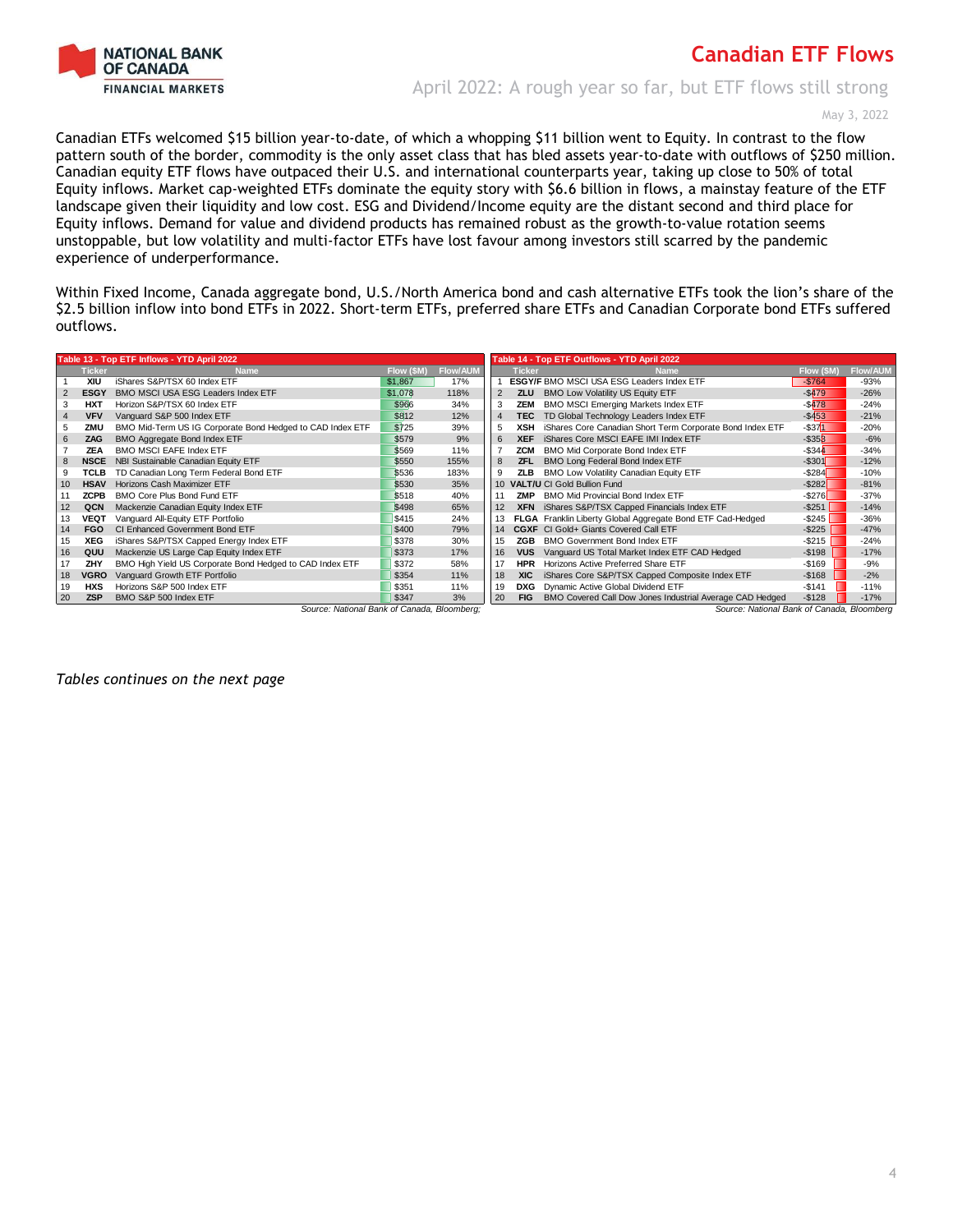# Canadian ETF Flows

April 2022: A rough year so far, but ETF flows still strong

May 3, 2022

Canadian ETFs welcomed $15 billion year-to-date, of which a whopping $11 billion went to Equity. In contrast to the flow pattern south of the border, commodity is the only asset class that has bled assets year-to-date with outflows of $250 million. Canadian equity ETF flows have outpaced their U.S. and international counterparts year, taking up close to 50% of total Equity inflows. Market cap-weighted ETFs dominate the equity story with $6.6 billion in flows, a mainstay feature of the ETF landscape given their liquidity and low cost. ESG and Dividend/Income equity are the distant second and third place for Equity inflows. Demand for value and dividend products has remained robust as the growth-to-value rotation seems unstoppable, but low volatility and multi-factor ETFs have lost favour among investors still scarred by the pandemic experience of underperformance.

Within Fixed Income, Canada aggregate bond, U.S./North America bond and cash alternative ETFs took the lion's share of the $2.5 billion inflow into bond ETFs in 2022. Short-term ETFs, preferred share ETFs and Canadian Corporate bond ETFs suffered outflows.

**Table 13 - Top ETF Inflows - YTD April 2022**

| | Ticker | Name | Flow ($M) | Flow/AUM |
|---|---|---|---|---|
| 1 | XIU | iShares S&P/TSX 60 Index ETF | $1,867 | 17% |
| 2 | ESGY | BMO MSCI USA ESG Leaders Index ETF | $1,078 | 118% |
| 3 | HXT | Horizon S&P/TSX 60 Index ETF | $966 | 34% |
| 4 | VFV | Vanguard S&P 500 Index ETF | $812 | 12% |
| 5 | ZMU | BMO Mid-Term US IG Corporate Bond Hedged to CAD Index ETF | $725 | 39% |
| 6 | ZAG | BMO Aggregate Bond Index ETF | $579 | 9% |
| 7 | ZEA | BMO MSCI EAFE Index ETF | $569 | 11% |
| 8 | NSCE | NBI Sustainable Canadian Equity ETF | $550 | 155% |
| 9 | TCLB | TD Canadian Long Term Federal Bond ETF | $536 | 183% |
| 10 | HSAV | Horizons Cash Maximizer ETF | $530 | 35% |
| 11 | ZCPB | BMO Core Plus Bond Fund ETF | $518 | 40% |
| 12 | QCN | Mackenzie Canadian Equity Index ETF | $498 | 65% |
| 13 | VEQT | Vanguard All-Equity ETF Portfolio | $415 | 24% |
| 14 | FGO | CI Enhanced Government Bond ETF | $400 | 79% |
| 15 | XEG | iShares S&P/TSX Capped Energy Index ETF | $378 | 30% |
| 16 | QUU | Mackenzie US Large Cap Equity Index ETF | $373 | 17% |
| 17 | ZHY | BMO High Yield US Corporate Bond Hedged to CAD Index ETF | $372 | 58% |
| 18 | VGRO | Vanguard Growth ETF Portfolio | $354 | 11% |
| 19 | HXS | Horizons S&P 500 Index ETF | $351 | 11% |
| 20 | ZSP | BMO S&P 500 Index ETF | $347 | 3% |

*Source: National Bank of Canada, Bloomberg;*

**Table 14 - Top ETF Outflows - YTD April 2022**

| | Ticker | Name | Flow ($M) | Flow/AUM |
|---|---|---|---|---|
| 1 | ESGY/F | BMO MSCI USA ESG Leaders Index ETF | -$764 | -93% |
| 2 | ZLU | BMO Low Volatility US Equity ETF | -$479 | -26% |
| 3 | ZEM | BMO MSCI Emerging Markets Index ETF | -$478 | -24% |
| 4 | TEC | TD Global Technology Leaders Index ETF | -$453 | -21% |
| 5 | XSH | iShares Core Canadian Short Term Corporate Bond Index ETF | -$371 | -20% |
| 6 | XEF | iShares Core MSCI EAFE IMI Index ETF | -$358 | -6% |
| 7 | ZCM | BMO Mid Corporate Bond Index ETF | -$344 | -34% |
| 8 | ZFL | BMO Long Federal Bond Index ETF | -$301 | -12% |
| 9 | ZLB | BMO Low Volatility Canadian Equity ETF | -$284 | -10% |
| 10 | VALT/U | CI Gold Bullion Fund | -$282 | -81% |
| 11 | ZMP | BMO Mid Provincial Bond Index ETF | -$276 | -37% |
| 12 | XFN | iShares S&P/TSX Capped Financials Index ETF | -$251 | -14% |
| 13 | FLGA | Franklin Liberty Global Aggregate Bond ETF Cad-Hedged | -$245 | -36% |
| 14 | CGXF | CI Gold+ Giants Covered Call ETF | -$225 | -47% |
| 15 | ZGB | BMO Government Bond Index ETF | -$215 | -24% |
| 16 | VUS | Vanguard US Total Market Index ETF CAD Hedged | -$198 | -17% |
| 17 | HPR | Horizons Active Preferred Share ETF | -$169 | -9% |
| 18 | XIC | iShares Core S&P/TSX Capped Composite Index ETF | -$168 | -2% |
| 19 | DXG | Dynamic Active Global Dividend ETF | -$141 | -11% |
| 20 | FIG | BMO Covered Call Dow Jones Industrial Average CAD Hedged | -$128 | -17% |

*Source: National Bank of Canada, Bloomberg*

*Tables continues on the next page*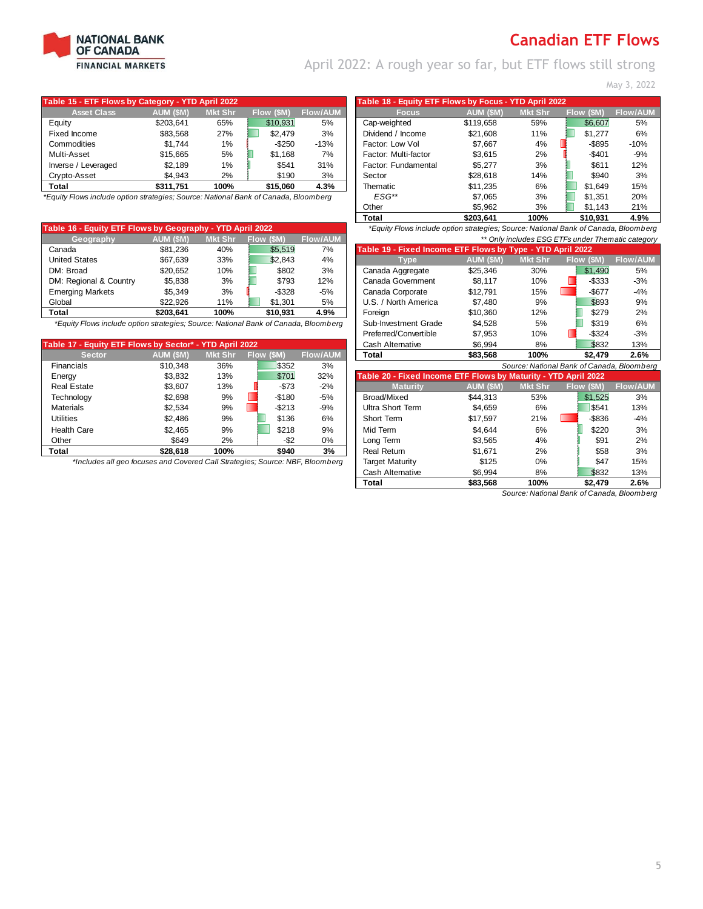# Canadian ETF Flows

## April 2022: A rough year so far, but ETF flows still strong

May 3, 2022

**Table 15 - ETF Flows by Category - YTD April 2022**

| Asset Class | AUM ($M) | Mkt Shr | Flow ($M) | Flow/AUM |
|---|---|---|---|---|
| Equity | $203,641 | 65% | $10,931 | 5% |
| Fixed Income | $83,568 | 27% | $2,479 | 3% |
| Commodities | $1,744 | 1% | -$250 | -13% |
| Multi-Asset | $15,665 | 5% | $1,168 | 7% |
| Inverse / Leveraged | $2,189 | 1% | $541 | 31% |
| Crypto-Asset | $4,943 | 2% | $190 | 3% |
| **Total** | **$311,751** | **100%** | **$15,060** | **4.3%** |

*Equity Flows include option strategies; Source: National Bank of Canada, Bloomberg*

**Table 16 - Equity ETF Flows by Geography - YTD April 2022**

| Geography | AUM ($M) | Mkt Shr | Flow ($M) | Flow/AUM |
|---|---|---|---|---|
| Canada | $81,236 | 40% | $5,519 | 7% |
| United States | $67,639 | 33% | $2,843 | 4% |
| DM: Broad | $20,652 | 10% | $802 | 3% |
| DM: Regional & Country | $5,838 | 3% | $793 | 12% |
| Emerging Markets | $5,349 | 3% | -$328 | -5% |
| Global | $22,926 | 11% | $1,301 | 5% |
| **Total** | **$203,641** | **100%** | **$10,931** | **4.9%** |

*Equity Flows include option strategies; Source: National Bank of Canada, Bloomberg*

**Table 17 - Equity ETF Flows by Sector* - YTD April 2022**

| Sector | AUM ($M) | Mkt Shr | Flow ($M) | Flow/AUM |
|---|---|---|---|---|
| Financials | $10,348 | 36% | $352 | 3% |
| Energy | $3,832 | 13% | $701 | 32% |
| Real Estate | $3,607 | 13% | -$73 | -2% |
| Technology | $2,698 | 9% | -$180 | -5% |
| Materials | $2,534 | 9% | -$213 | -9% |
| Utilities | $2,486 | 9% | $136 | 6% |
| Health Care | $2,465 | 9% | $218 | 9% |
| Other | $649 | 2% | -$2 | 0% |
| **Total** | **$28,618** | **100%** | **$940** | **3%** |

*Includes all geo focuses and Covered Call Strategies; Source: NBF, Bloomberg*

**Table 18 - Equity ETF Flows by Focus - YTD April 2022**

| Focus | AUM ($M) | Mkt Shr | Flow ($M) | Flow/AUM |
|---|---|---|---|---|
| Cap-weighted | $119,658 | 59% | $6,607 | 5% |
| Dividend / Income | $21,608 | 11% | $1,277 | 6% |
| Factor: Low Vol | $7,667 | 4% | -$895 | -10% |
| Factor: Multi-factor | $3,615 | 2% | -$401 | -9% |
| Factor: Fundamental | $5,277 | 3% | $611 | 12% |
| Sector | $28,618 | 14% | $940 | 3% |
| Thematic | $11,235 | 6% | $1,649 | 15% |
| *ESG*** | $7,065 | 3% | $1,351 | 20% |
| Other | $5,962 | 3% | $1,143 | 21% |
| **Total** | **$203,641** | **100%** | **$10,931** | **4.9%** |

*Equity Flows include option strategies; Source: National Bank of Canada, Bloomberg*

*** Only includes ESG ETFs under Thematic category*

**Table 19 - Fixed Income ETF Flows by Type - YTD April 2022**

| Type | AUM ($M) | Mkt Shr | Flow ($M) | Flow/AUM |
|---|---|---|---|---|
| Canada Aggregate | $25,346 | 30% | $1,490 | 5% |
| Canada Government | $8,117 | 10% | -$333 | -3% |
| Canada Corporate | $12,791 | 15% | -$677 | -4% |
| U.S. / North America | $7,480 | 9% | $893 | 9% |
| Foreign | $10,360 | 12% | $279 | 2% |
| Sub-Investment Grade | $4,528 | 5% | $319 | 6% |
| Preferred/Convertible | $7,953 | 10% | -$324 | -3% |
| Cash Alternative | $6,994 | 8% | $832 | 13% |
| **Total** | **$83,568** | **100%** | **$2,479** | **2.6%** |

*Source: National Bank of Canada, Bloomberg*

**Table 20 - Fixed Income ETF Flows by Maturity - YTD April 2022**

| Maturity | AUM ($M) | Mkt Shr | Flow ($M) | Flow/AUM |
|---|---|---|---|---|
| Broad/Mixed | $44,313 | 53% | $1,525 | 3% |
| Ultra Short Term | $4,659 | 6% | $541 | 13% |
| Short Term | $17,597 | 21% | -$836 | -4% |
| Mid Term | $4,644 | 6% | $220 | 3% |
| Long Term | $3,565 | 4% | $91 | 2% |
| Real Return | $1,671 | 2% | $58 | 3% |
| Target Maturity | $125 | 0% | $47 | 15% |
| Cash Alternative | $6,994 | 8% | $832 | 13% |
| **Total** | **$83,568** | **100%** | **$2,479** | **2.6%** |

*Source: National Bank of Canada, Bloomberg*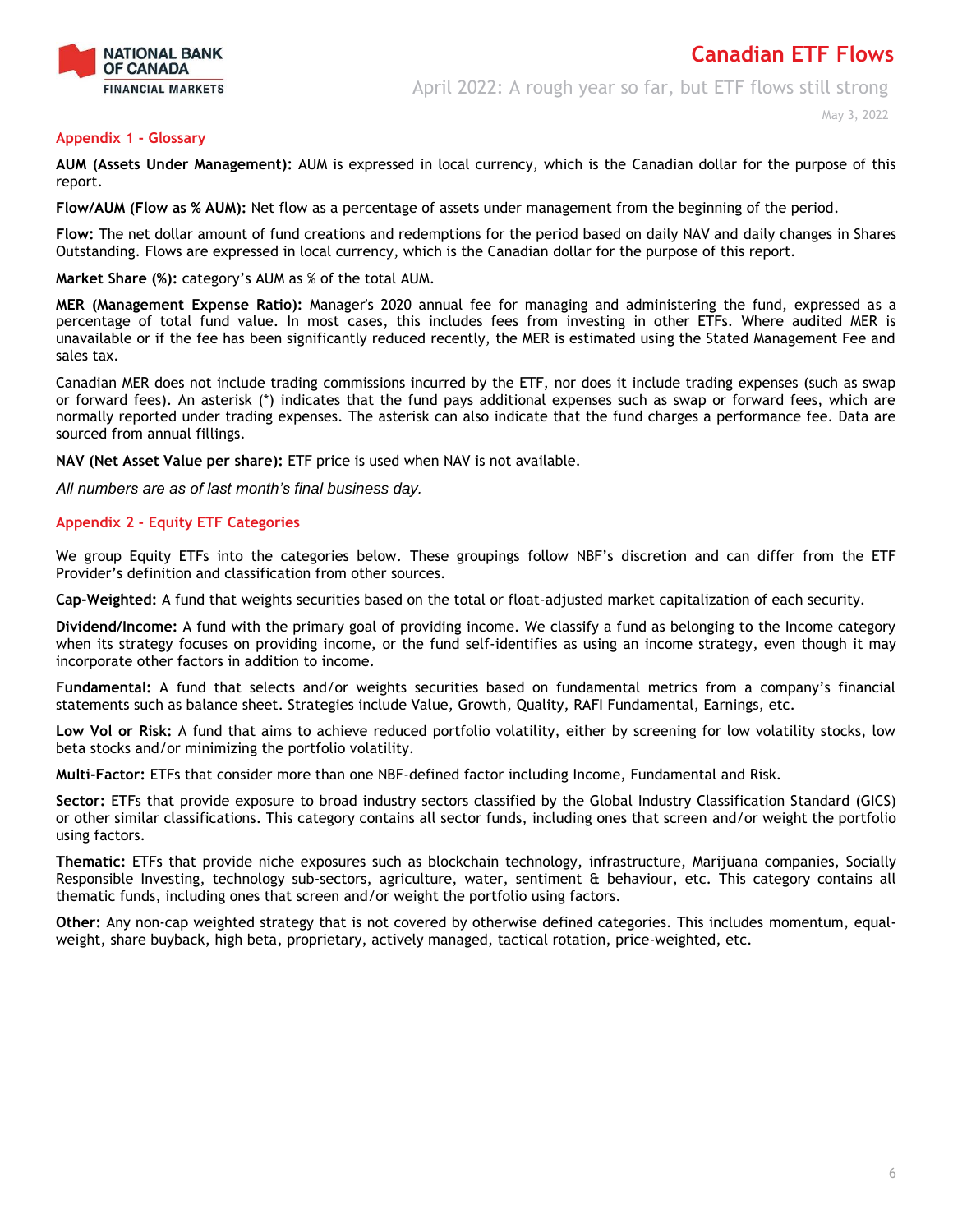## Appendix 1 - Glossary

**AUM (Assets Under Management):** AUM is expressed in local currency, which is the Canadian dollar for the purpose of this report.

**Flow/AUM (Flow as % AUM):** Net flow as a percentage of assets under management from the beginning of the period.

**Flow:** The net dollar amount of fund creations and redemptions for the period based on daily NAV and daily changes in Shares Outstanding. Flows are expressed in local currency, which is the Canadian dollar for the purpose of this report.

**Market Share (%):** category's AUM as % of the total AUM.

**MER (Management Expense Ratio):** Manager's 2020 annual fee for managing and administering the fund, expressed as a percentage of total fund value. In most cases, this includes fees from investing in other ETFs. Where audited MER is unavailable or if the fee has been significantly reduced recently, the MER is estimated using the Stated Management Fee and sales tax.

Canadian MER does not include trading commissions incurred by the ETF, nor does it include trading expenses (such as swap or forward fees). An asterisk (*) indicates that the fund pays additional expenses such as swap or forward fees, which are normally reported under trading expenses. The asterisk can also indicate that the fund charges a performance fee. Data are sourced from annual fillings.

**NAV (Net Asset Value per share):** ETF price is used when NAV is not available.

*All numbers are as of last month's final business day.*

## Appendix 2 - Equity ETF Categories

We group Equity ETFs into the categories below. These groupings follow NBF's discretion and can differ from the ETF Provider's definition and classification from other sources.

**Cap-Weighted:** A fund that weights securities based on the total or float-adjusted market capitalization of each security.

**Dividend/Income:** A fund with the primary goal of providing income. We classify a fund as belonging to the Income category when its strategy focuses on providing income, or the fund self-identifies as using an income strategy, even though it may incorporate other factors in addition to income.

**Fundamental:** A fund that selects and/or weights securities based on fundamental metrics from a company's financial statements such as balance sheet. Strategies include Value, Growth, Quality, RAFI Fundamental, Earnings, etc.

**Low Vol or Risk:** A fund that aims to achieve reduced portfolio volatility, either by screening for low volatility stocks, low beta stocks and/or minimizing the portfolio volatility.

**Multi-Factor:** ETFs that consider more than one NBF-defined factor including Income, Fundamental and Risk.

**Sector:** ETFs that provide exposure to broad industry sectors classified by the Global Industry Classification Standard (GICS) or other similar classifications. This category contains all sector funds, including ones that screen and/or weight the portfolio using factors.

**Thematic:** ETFs that provide niche exposures such as blockchain technology, infrastructure, Marijuana companies, Socially Responsible Investing, technology sub-sectors, agriculture, water, sentiment & behaviour, etc. This category contains all thematic funds, including ones that screen and/or weight the portfolio using factors.

**Other:** Any non-cap weighted strategy that is not covered by otherwise defined categories. This includes momentum, equal-weight, share buyback, high beta, proprietary, actively managed, tactical rotation, price-weighted, etc.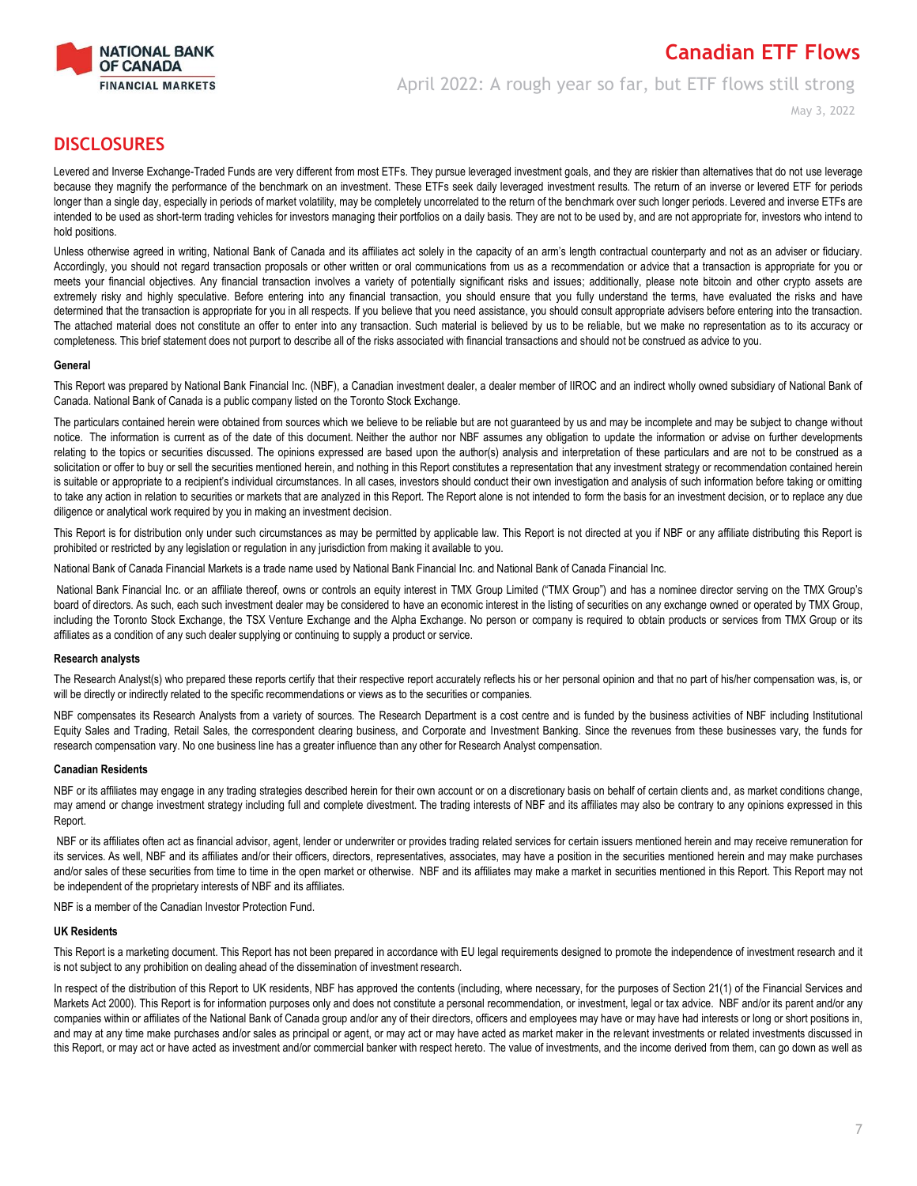## DISCLOSURES

Levered and Inverse Exchange-Traded Funds are very different from most ETFs. They pursue leveraged investment goals, and they are riskier than alternatives that do not use leverage because they magnify the performance of the benchmark on an investment. These ETFs seek daily leveraged investment results. The return of an inverse or levered ETF for periods longer than a single day, especially in periods of market volatility, may be completely uncorrelated to the return of the benchmark over such longer periods. Levered and inverse ETFs are intended to be used as short-term trading vehicles for investors managing their portfolios on a daily basis. They are not to be used by, and are not appropriate for, investors who intend to hold positions.

Unless otherwise agreed in writing, National Bank of Canada and its affiliates act solely in the capacity of an arm's length contractual counterparty and not as an adviser or fiduciary. Accordingly, you should not regard transaction proposals or other written or oral communications from us as a recommendation or advice that a transaction is appropriate for you or meets your financial objectives. Any financial transaction involves a variety of potentially significant risks and issues; additionally, please note bitcoin and other crypto assets are extremely risky and highly speculative. Before entering into any financial transaction, you should ensure that you fully understand the terms, have evaluated the risks and have determined that the transaction is appropriate for you in all respects. If you believe that you need assistance, you should consult appropriate advisers before entering into the transaction. The attached material does not constitute an offer to enter into any transaction. Such material is believed by us to be reliable, but we make no representation as to its accuracy or completeness. This brief statement does not purport to describe all of the risks associated with financial transactions and should not be construed as advice to you.

### General

This Report was prepared by National Bank Financial Inc. (NBF), a Canadian investment dealer, a dealer member of IIROC and an indirect wholly owned subsidiary of National Bank of Canada. National Bank of Canada is a public company listed on the Toronto Stock Exchange.

The particulars contained herein were obtained from sources which we believe to be reliable but are not guaranteed by us and may be incomplete and may be subject to change without notice. The information is current as of the date of this document. Neither the author nor NBF assumes any obligation to update the information or advise on further developments relating to the topics or securities discussed. The opinions expressed are based upon the author(s) analysis and interpretation of these particulars and are not to be construed as a solicitation or offer to buy or sell the securities mentioned herein, and nothing in this Report constitutes a representation that any investment strategy or recommendation contained herein is suitable or appropriate to a recipient's individual circumstances. In all cases, investors should conduct their own investigation and analysis of such information before taking or omitting to take any action in relation to securities or markets that are analyzed in this Report. The Report alone is not intended to form the basis for an investment decision, or to replace any due diligence or analytical work required by you in making an investment decision.

This Report is for distribution only under such circumstances as may be permitted by applicable law. This Report is not directed at you if NBF or any affiliate distributing this Report is prohibited or restricted by any legislation or regulation in any jurisdiction from making it available to you.

National Bank of Canada Financial Markets is a trade name used by National Bank Financial Inc. and National Bank of Canada Financial Inc.

National Bank Financial Inc. or an affiliate thereof, owns or controls an equity interest in TMX Group Limited ("TMX Group") and has a nominee director serving on the TMX Group's board of directors. As such, each such investment dealer may be considered to have an economic interest in the listing of securities on any exchange owned or operated by TMX Group, including the Toronto Stock Exchange, the TSX Venture Exchange and the Alpha Exchange. No person or company is required to obtain products or services from TMX Group or its affiliates as a condition of any such dealer supplying or continuing to supply a product or service.

### Research analysts

The Research Analyst(s) who prepared these reports certify that their respective report accurately reflects his or her personal opinion and that no part of his/her compensation was, is, or will be directly or indirectly related to the specific recommendations or views as to the securities or companies.

NBF compensates its Research Analysts from a variety of sources. The Research Department is a cost centre and is funded by the business activities of NBF including Institutional Equity Sales and Trading, Retail Sales, the correspondent clearing business, and Corporate and Investment Banking. Since the revenues from these businesses vary, the funds for research compensation vary. No one business line has a greater influence than any other for Research Analyst compensation.

### Canadian Residents

NBF or its affiliates may engage in any trading strategies described herein for their own account or on a discretionary basis on behalf of certain clients and, as market conditions change, may amend or change investment strategy including full and complete divestment. The trading interests of NBF and its affiliates may also be contrary to any opinions expressed in this Report.

NBF or its affiliates often act as financial advisor, agent, lender or underwriter or provides trading related services for certain issuers mentioned herein and may receive remuneration for its services. As well, NBF and its affiliates and/or their officers, directors, representatives, associates, may have a position in the securities mentioned herein and may make purchases and/or sales of these securities from time to time in the open market or otherwise. NBF and its affiliates may make a market in securities mentioned in this Report. This Report may not be independent of the proprietary interests of NBF and its affiliates.

NBF is a member of the Canadian Investor Protection Fund.

### UK Residents

This Report is a marketing document. This Report has not been prepared in accordance with EU legal requirements designed to promote the independence of investment research and it is not subject to any prohibition on dealing ahead of the dissemination of investment research.

In respect of the distribution of this Report to UK residents, NBF has approved the contents (including, where necessary, for the purposes of Section 21(1) of the Financial Services and Markets Act 2000). This Report is for information purposes only and does not constitute a personal recommendation, or investment, legal or tax advice. NBF and/or its parent and/or any companies within or affiliates of the National Bank of Canada group and/or any of their directors, officers and employees may have or may have had interests or long or short positions in, and may at any time make purchases and/or sales as principal or agent, or may act or may have acted as market maker in the relevant investments or related investments discussed in this Report, or may act or have acted as investment and/or commercial banker with respect hereto. The value of investments, and the income derived from them, can go down as well as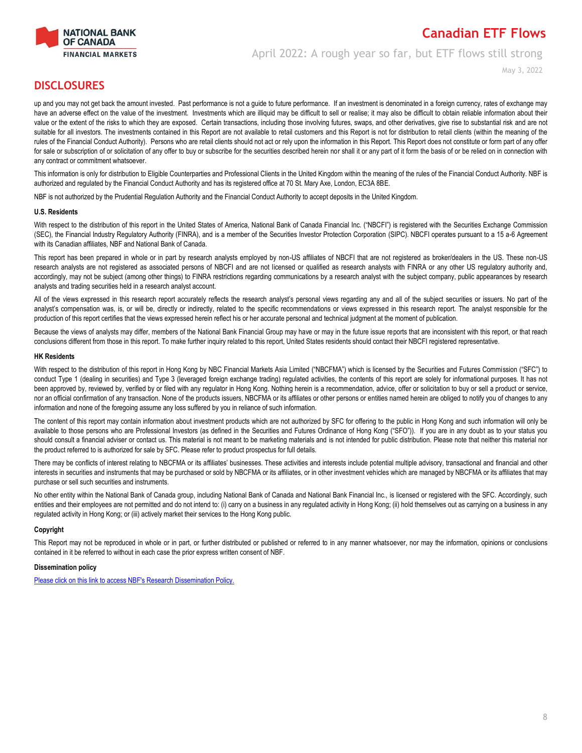## DISCLOSURES

up and you may not get back the amount invested. Past performance is not a guide to future performance. If an investment is denominated in a foreign currency, rates of exchange may have an adverse effect on the value of the investment. Investments which are illiquid may be difficult to sell or realise; it may also be difficult to obtain reliable information about their value or the extent of the risks to which they are exposed. Certain transactions, including those involving futures, swaps, and other derivatives, give rise to substantial risk and are not suitable for all investors. The investments contained in this Report are not available to retail customers and this Report is not for distribution to retail clients (within the meaning of the rules of the Financial Conduct Authority). Persons who are retail clients should not act or rely upon the information in this Report. This Report does not constitute or form part of any offer for sale or subscription of or solicitation of any offer to buy or subscribe for the securities described herein nor shall it or any part of it form the basis of or be relied on in connection with any contract or commitment whatsoever.

This information is only for distribution to Eligible Counterparties and Professional Clients in the United Kingdom within the meaning of the rules of the Financial Conduct Authority. NBF is authorized and regulated by the Financial Conduct Authority and has its registered office at 70 St. Mary Axe, London, EC3A 8BE.

NBF is not authorized by the Prudential Regulation Authority and the Financial Conduct Authority to accept deposits in the United Kingdom.

**U.S. Residents**

With respect to the distribution of this report in the United States of America, National Bank of Canada Financial Inc. ("NBCFI") is registered with the Securities Exchange Commission (SEC), the Financial Industry Regulatory Authority (FINRA), and is a member of the Securities Investor Protection Corporation (SIPC). NBCFI operates pursuant to a 15 a-6 Agreement with its Canadian affiliates, NBF and National Bank of Canada.

This report has been prepared in whole or in part by research analysts employed by non-US affiliates of NBCFI that are not registered as broker/dealers in the US. These non-US research analysts are not registered as associated persons of NBCFI and are not licensed or qualified as research analysts with FINRA or any other US regulatory authority and, accordingly, may not be subject (among other things) to FINRA restrictions regarding communications by a research analyst with the subject company, public appearances by research analysts and trading securities held in a research analyst account.

All of the views expressed in this research report accurately reflects the research analyst's personal views regarding any and all of the subject securities or issuers. No part of the analyst's compensation was, is, or will be, directly or indirectly, related to the specific recommendations or views expressed in this research report. The analyst responsible for the production of this report certifies that the views expressed herein reflect his or her accurate personal and technical judgment at the moment of publication.

Because the views of analysts may differ, members of the National Bank Financial Group may have or may in the future issue reports that are inconsistent with this report, or that reach conclusions different from those in this report. To make further inquiry related to this report, United States residents should contact their NBCFI registered representative.

**HK Residents**

With respect to the distribution of this report in Hong Kong by NBC Financial Markets Asia Limited ("NBCFMA") which is licensed by the Securities and Futures Commission ("SFC") to conduct Type 1 (dealing in securities) and Type 3 (leveraged foreign exchange trading) regulated activities, the contents of this report are solely for informational purposes. It has not been approved by, reviewed by, verified by or filed with any regulator in Hong Kong. Nothing herein is a recommendation, advice, offer or solicitation to buy or sell a product or service, nor an official confirmation of any transaction. None of the products issuers, NBCFMA or its affiliates or other persons or entities named herein are obliged to notify you of changes to any information and none of the foregoing assume any loss suffered by you in reliance of such information.

The content of this report may contain information about investment products which are not authorized by SFC for offering to the public in Hong Kong and such information will only be available to those persons who are Professional Investors (as defined in the Securities and Futures Ordinance of Hong Kong ("SFO")). If you are in any doubt as to your status you should consult a financial adviser or contact us. This material is not meant to be marketing materials and is not intended for public distribution. Please note that neither this material nor the product referred to is authorized for sale by SFC. Please refer to product prospectus for full details.

There may be conflicts of interest relating to NBCFMA or its affiliates' businesses. These activities and interests include potential multiple advisory, transactional and financial and other interests in securities and instruments that may be purchased or sold by NBCFMA or its affiliates, or in other investment vehicles which are managed by NBCFMA or its affiliates that may purchase or sell such securities and instruments.

No other entity within the National Bank of Canada group, including National Bank of Canada and National Bank Financial Inc., is licensed or registered with the SFC. Accordingly, such entities and their employees are not permitted and do not intend to: (i) carry on a business in any regulated activity in Hong Kong; (ii) hold themselves out as carrying on a business in any regulated activity in Hong Kong; or (iii) actively market their services to the Hong Kong public.

**Copyright**

This Report may not be reproduced in whole or in part, or further distributed or published or referred to in any manner whatsoever, nor may the information, opinions or conclusions contained in it be referred to without in each case the prior express written consent of NBF.

**Dissemination policy**

Please click on this link to access NBF's Research Dissemination Policy.